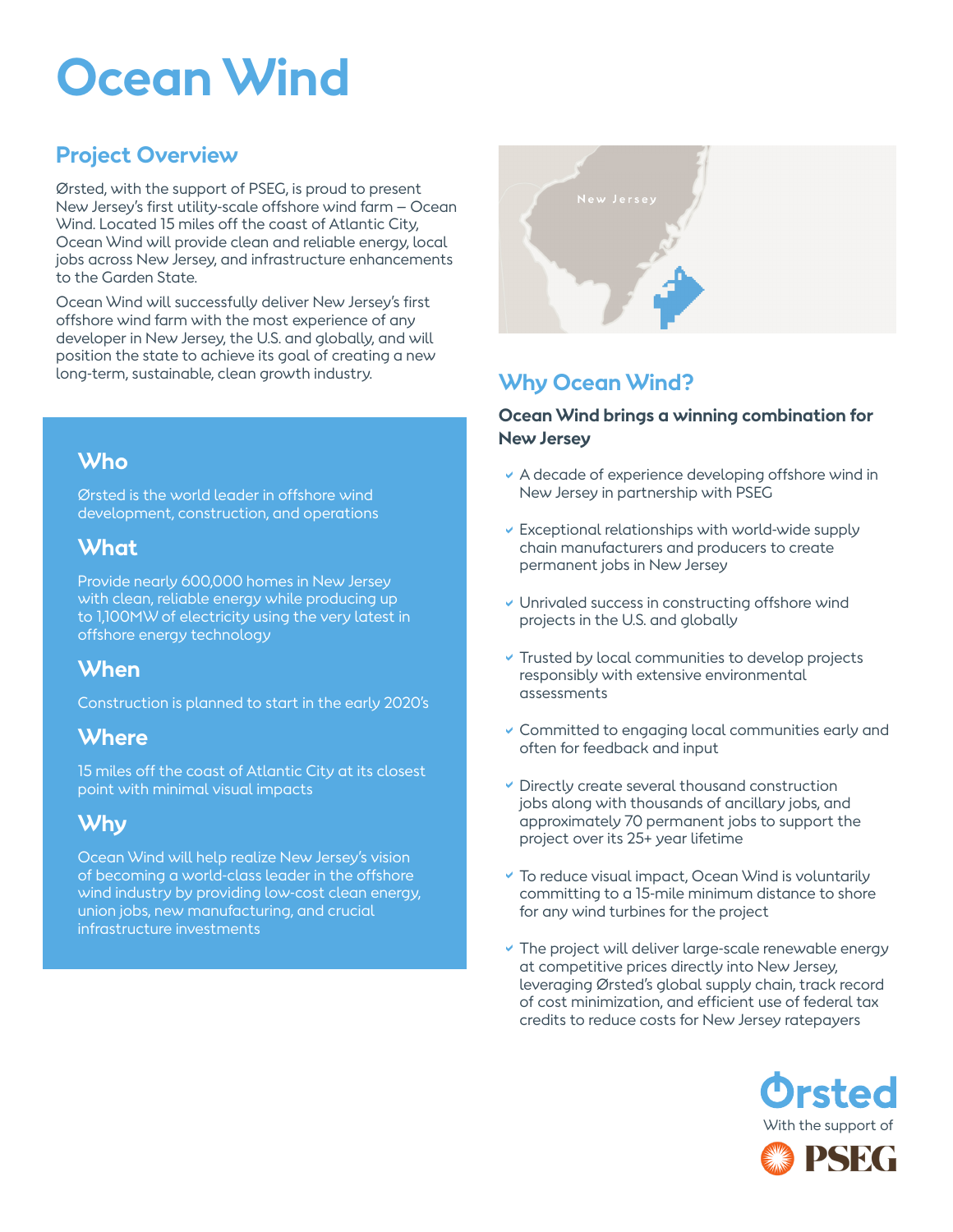# Ocean Wind

## Project Overview

Ørsted, with the support of PSEG, is proud to present New Jersey's first utility-scale offshore wind farm – Ocean Wind. Located 15 miles off the coast of Atlantic City, Ocean Wind will provide clean and reliable energy, local jobs across New Jersey, and infrastructure enhancements to the Garden State.

Ocean Wind will successfully deliver New Jersey's first offshore wind farm with the most experience of any developer in New Jersey, the U.S. and globally, and will position the state to achieve its goal of creating a new long-term, sustainable, clean growth industry.

### Who

Ørsted is the world leader in offshore wind development, construction, and operations

### What

Provide nearly 600,000 homes in New Jersey with clean, reliable energy while producing up to 1,100MW of electricity using the very latest in offshore energy technology

### When

Construction is planned to start in the early 2020's

### Where

15 miles off the coast of Atlantic City at its closest point with minimal visual impacts

### Why

Ocean Wind will help realize New Jersey's vision of becoming a world-class leader in the offshore wind industry by providing low-cost clean energy, union jobs, new manufacturing, and crucial infrastructure investments

New Jersey

## Why Ocean Wind?

**Ocean Wind brings a winning combination for New Jersey**

- A decade of experience developing offshore wind in New Jersey in partnership with PSEG
- Exceptional relationships with world-wide supply chain manufacturers and producers to create permanent jobs in New Jersey
- Unrivaled success in constructing offshore wind projects in the U.S. and globally
- Trusted by local communities to develop projects responsibly with extensive environmental assessments
- Committed to engaging local communities early and often for feedback and input
- Directly create several thousand construction jobs along with thousands of ancillary jobs, and approximately 70 permanent jobs to support the project over its 25+ year lifetime
- To reduce visual impact, Ocean Wind is voluntarily committing to a 15-mile minimum distance to shore for any wind turbines for the project
- The project will deliver large-scale renewable energy at competitive prices directly into New Jersey, leveraging Ørsted's global supply chain, track record of cost minimization, and efficient use of federal tax credits to reduce costs for New Jersey ratepayers

Ørsted

With the support of

PSEG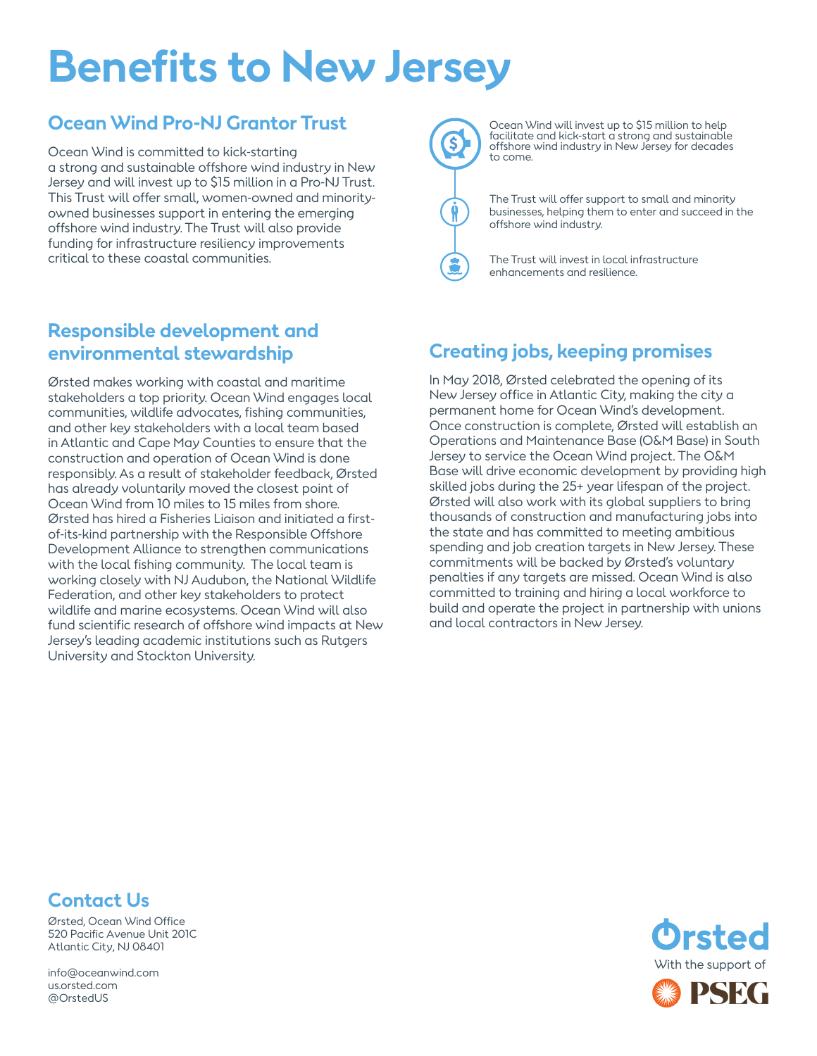# Benefits to New Jersey

## Ocean Wind Pro-NJ Grantor Trust

Ocean Wind is committed to kick-starting a strong and sustainable offshore wind industry in New Jersey and will invest up to $15 million in a Pro-NJ Trust. This Trust will offer small, women-owned and minority-owned businesses support in entering the emerging offshore wind industry. The Trust will also provide funding for infrastructure resiliency improvements critical to these coastal communities.

Ocean Wind will invest up to $15 million to help facilitate and kick-start a strong and sustainable offshore wind industry in New Jersey for decades to come.

The Trust will offer support to small and minority businesses, helping them to enter and succeed in the offshore wind industry.

The Trust will invest in local infrastructure enhancements and resilience.

## Responsible development and environmental stewardship

Ørsted makes working with coastal and maritime stakeholders a top priority. Ocean Wind engages local communities, wildlife advocates, fishing communities, and other key stakeholders with a local team based in Atlantic and Cape May Counties to ensure that the construction and operation of Ocean Wind is done responsibly. As a result of stakeholder feedback, Ørsted has already voluntarily moved the closest point of Ocean Wind from 10 miles to 15 miles from shore. Ørsted has hired a Fisheries Liaison and initiated a first-of-its-kind partnership with the Responsible Offshore Development Alliance to strengthen communications with the local fishing community. The local team is working closely with NJ Audubon, the National Wildlife Federation, and other key stakeholders to protect wildlife and marine ecosystems. Ocean Wind will also fund scientific research of offshore wind impacts at New Jersey's leading academic institutions such as Rutgers University and Stockton University.

## Creating jobs, keeping promises

In May 2018, Ørsted celebrated the opening of its New Jersey office in Atlantic City, making the city a permanent home for Ocean Wind's development. Once construction is complete, Ørsted will establish an Operations and Maintenance Base (O&M Base) in South Jersey to service the Ocean Wind project. The O&M Base will drive economic development by providing high skilled jobs during the 25+ year lifespan of the project. Ørsted will also work with its global suppliers to bring thousands of construction and manufacturing jobs into the state and has committed to meeting ambitious spending and job creation targets in New Jersey. These commitments will be backed by Ørsted's voluntary penalties if any targets are missed. Ocean Wind is also committed to training and hiring a local workforce to build and operate the project in partnership with unions and local contractors in New Jersey.

## Contact Us

Ørsted, Ocean Wind Office
520 Pacific Avenue Unit 201C
Atlantic City, NJ 08401

info@oceanwind.com
us.orsted.com
@OrstedUS

Ørsted
With the support of
PSEG